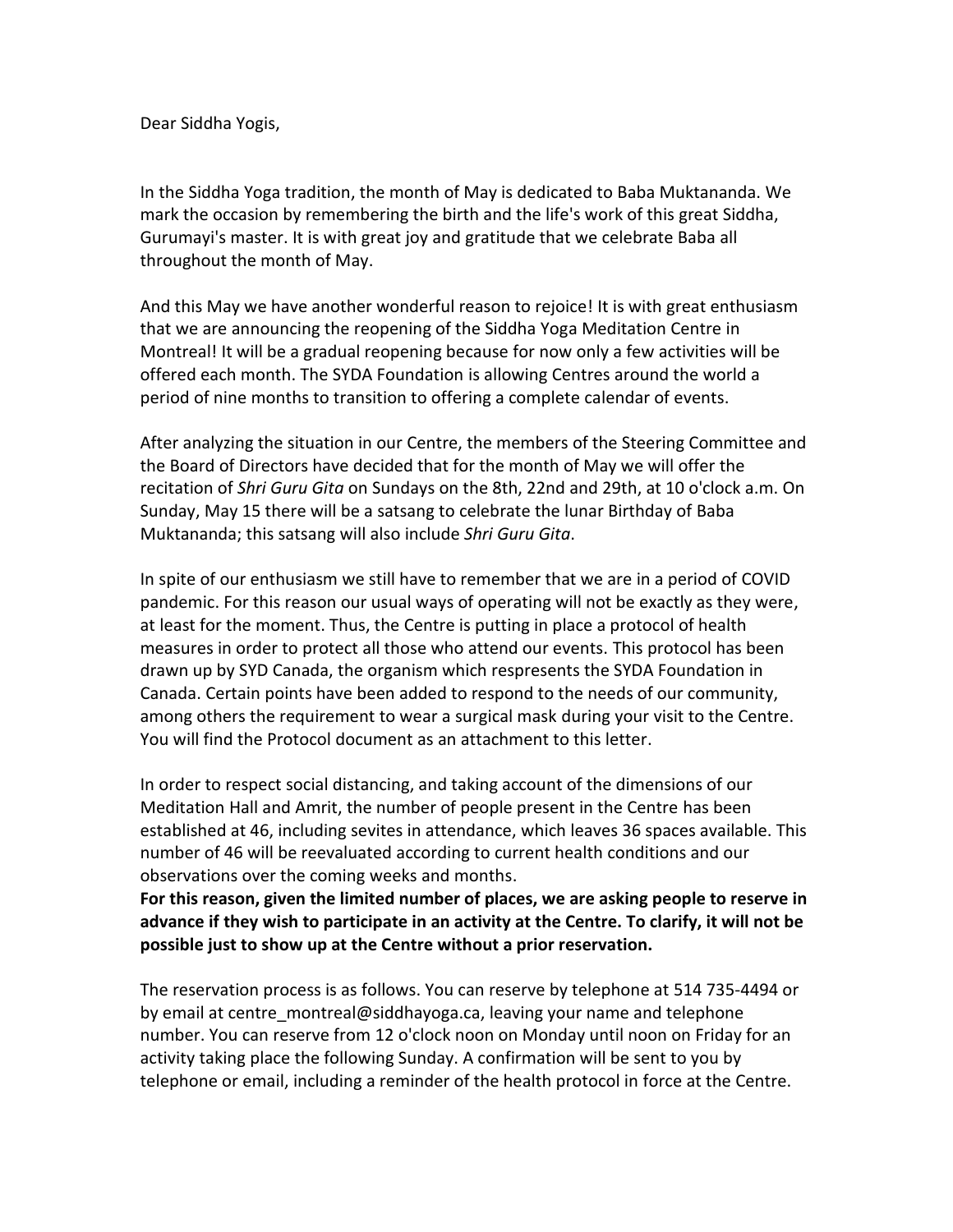Dear Siddha Yogis,

In the Siddha Yoga tradition, the month of May is dedicated to Baba Muktananda. We mark the occasion by remembering the birth and the life's work of this great Siddha, Gurumayi's master. It is with great joy and gratitude that we celebrate Baba all throughout the month of May.

And this May we have another wonderful reason to rejoice! It is with great enthusiasm that we are announcing the reopening of the Siddha Yoga Meditation Centre in Montreal! It will be a gradual reopening because for now only a few activities will be offered each month. The SYDA Foundation is allowing Centres around the world a period of nine months to transition to offering a complete calendar of events.

After analyzing the situation in our Centre, the members of the Steering Committee and the Board of Directors have decided that for the month of May we will offer the recitation of *Shri Guru Gita* on Sundays on the 8th, 22nd and 29th, at 10 o'clock a.m. On Sunday, May 15 there will be a satsang to celebrate the lunar Birthday of Baba Muktananda; this satsang will also include *Shri Guru Gita*.

In spite of our enthusiasm we still have to remember that we are in a period of COVID pandemic. For this reason our usual ways of operating will not be exactly as they were, at least for the moment. Thus, the Centre is putting in place a protocol of health measures in order to protect all those who attend our events. This protocol has been drawn up by SYD Canada, the organism which respresents the SYDA Foundation in Canada. Certain points have been added to respond to the needs of our community, among others the requirement to wear a surgical mask during your visit to the Centre. You will find the Protocol document as an attachment to this letter.

In order to respect social distancing, and taking account of the dimensions of our Meditation Hall and Amrit, the number of people present in the Centre has been established at 46, including sevites in attendance, which leaves 36 spaces available. This number of 46 will be reevaluated according to current health conditions and our observations over the coming weeks and months.
**For this reason, given the limited number of places, we are asking people to reserve in advance if they wish to participate in an activity at the Centre. To clarify, it will not be possible just to show up at the Centre without a prior reservation.**

The reservation process is as follows. You can reserve by telephone at 514 735-4494 or by email at centre_montreal@siddhayoga.ca, leaving your name and telephone number. You can reserve from 12 o'clock noon on Monday until noon on Friday for an activity taking place the following Sunday. A confirmation will be sent to you by telephone or email, including a reminder of the health protocol in force at the Centre.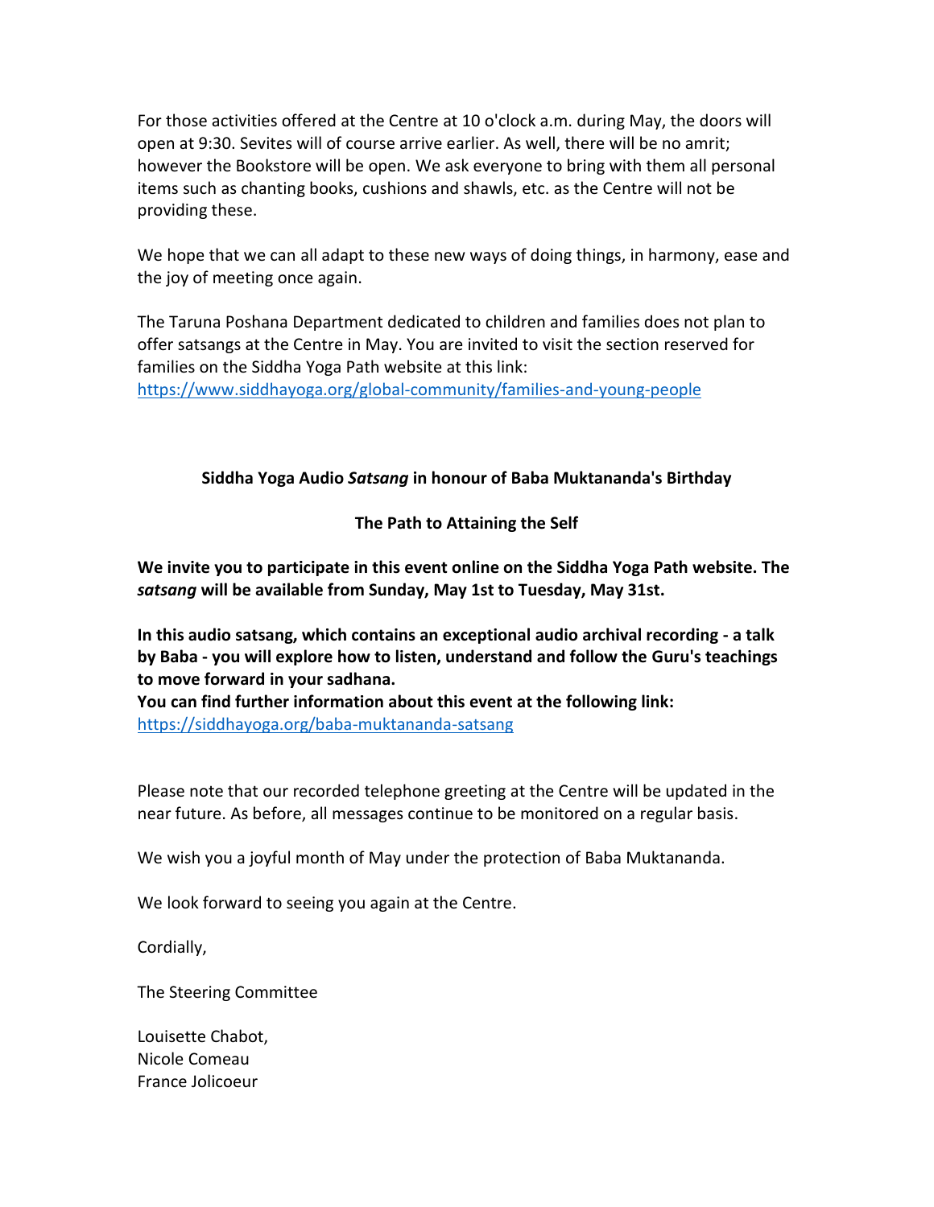For those activities offered at the Centre at 10 o'clock a.m. during May, the doors will open at 9:30. Sevites will of course arrive earlier. As well, there will be no amrit; however the Bookstore will be open. We ask everyone to bring with them all personal items such as chanting books, cushions and shawls, etc. as the Centre will not be providing these.

We hope that we can all adapt to these new ways of doing things, in harmony, ease and the joy of meeting once again.

The Taruna Poshana Department dedicated to children and families does not plan to offer satsangs at the Centre in May. You are invited to visit the section reserved for families on the Siddha Yoga Path website at this link:
https://www.siddhayoga.org/global-community/families-and-young-people

**Siddha Yoga Audio *Satsang* in honour of Baba Muktananda's Birthday**

**The Path to Attaining the Self**

**We invite you to participate in this event online on the Siddha Yoga Path website. The *satsang* will be available from Sunday, May 1st to Tuesday, May 31st.**

**In this audio satsang, which contains an exceptional audio archival recording - a talk by Baba - you will explore how to listen, understand and follow the Guru's teachings to move forward in your sadhana.**
**You can find further information about this event at the following link:**
https://siddhayoga.org/baba-muktananda-satsang

Please note that our recorded telephone greeting at the Centre will be updated in the near future. As before, all messages continue to be monitored on a regular basis.

We wish you a joyful month of May under the protection of Baba Muktananda.

We look forward to seeing you again at the Centre.

Cordially,

The Steering Committee

Louisette Chabot,
Nicole Comeau
France Jolicoeur